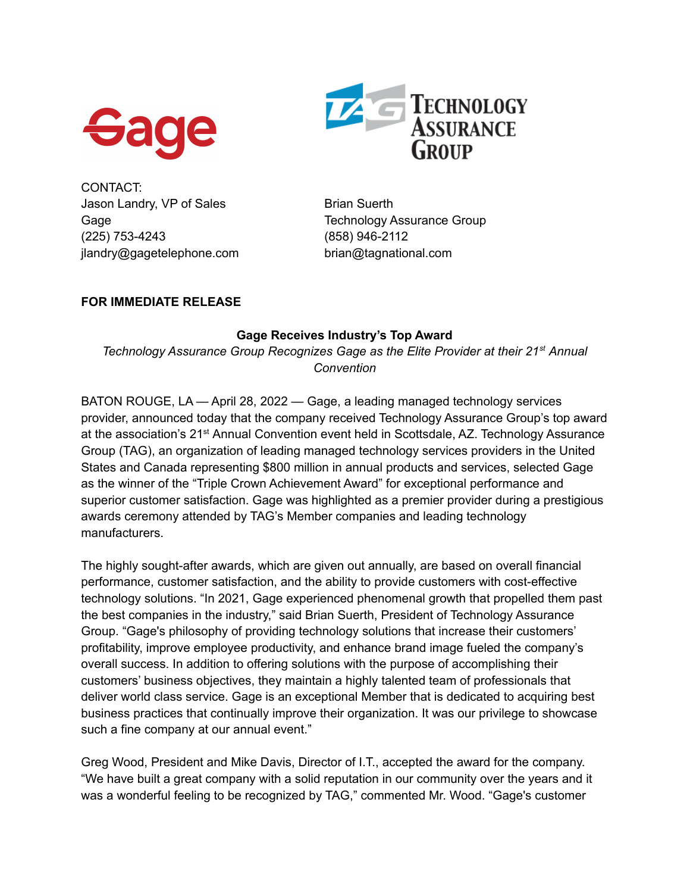CONTACT:
Jason Landry, VP of Sales
Gage
(225) 753-4243
jlandry@gagetelephone.com

Brian Suerth
Technology Assurance Group
(858) 946-2112
brian@tagnational.com

**FOR IMMEDIATE RELEASE**

**Gage Receives Industry's Top Award**

*Technology Assurance Group Recognizes Gage as the Elite Provider at their 21st Annual Convention*

BATON ROUGE, LA — April 28, 2022 — Gage, a leading managed technology services provider, announced today that the company received Technology Assurance Group's top award at the association's 21st Annual Convention event held in Scottsdale, AZ. Technology Assurance Group (TAG), an organization of leading managed technology services providers in the United States and Canada representing $800 million in annual products and services, selected Gage as the winner of the "Triple Crown Achievement Award" for exceptional performance and superior customer satisfaction. Gage was highlighted as a premier provider during a prestigious awards ceremony attended by TAG's Member companies and leading technology manufacturers.

The highly sought-after awards, which are given out annually, are based on overall financial performance, customer satisfaction, and the ability to provide customers with cost-effective technology solutions. "In 2021, Gage experienced phenomenal growth that propelled them past the best companies in the industry," said Brian Suerth, President of Technology Assurance Group. "Gage's philosophy of providing technology solutions that increase their customers' profitability, improve employee productivity, and enhance brand image fueled the company's overall success. In addition to offering solutions with the purpose of accomplishing their customers' business objectives, they maintain a highly talented team of professionals that deliver world class service. Gage is an exceptional Member that is dedicated to acquiring best business practices that continually improve their organization. It was our privilege to showcase such a fine company at our annual event."

Greg Wood, President and Mike Davis, Director of I.T., accepted the award for the company. "We have built a great company with a solid reputation in our community over the years and it was a wonderful feeling to be recognized by TAG," commented Mr. Wood. "Gage's customer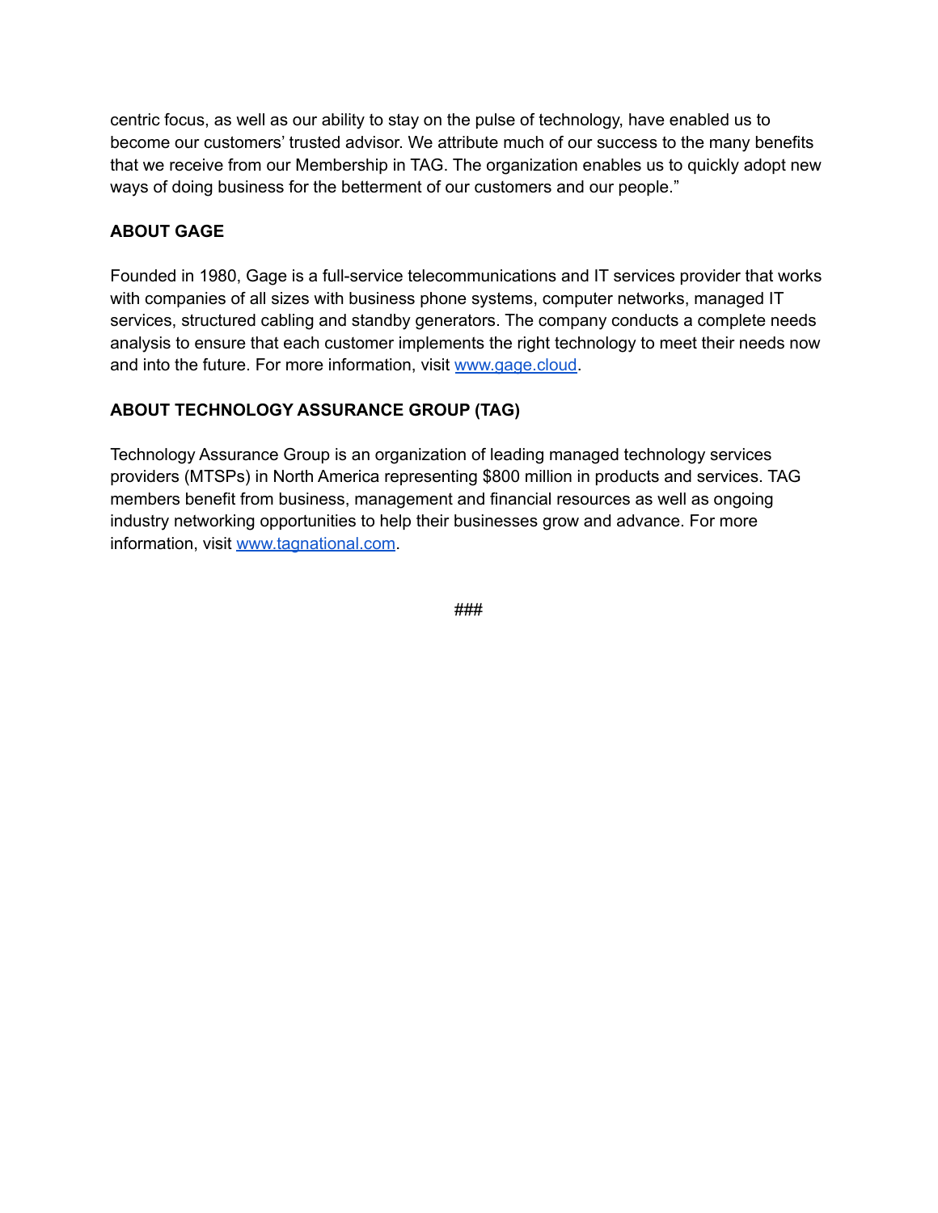centric focus, as well as our ability to stay on the pulse of technology, have enabled us to become our customers' trusted advisor. We attribute much of our success to the many benefits that we receive from our Membership in TAG. The organization enables us to quickly adopt new ways of doing business for the betterment of our customers and our people."

**ABOUT GAGE**

Founded in 1980, Gage is a full-service telecommunications and IT services provider that works with companies of all sizes with business phone systems, computer networks, managed IT services, structured cabling and standby generators. The company conducts a complete needs analysis to ensure that each customer implements the right technology to meet their needs now and into the future. For more information, visit [www.gage.cloud](http://www.gage.cloud).

**ABOUT TECHNOLOGY ASSURANCE GROUP (TAG)**

Technology Assurance Group is an organization of leading managed technology services providers (MTSPs) in North America representing $800 million in products and services. TAG members benefit from business, management and financial resources as well as ongoing industry networking opportunities to help their businesses grow and advance. For more information, visit [www.tagnational.com](http://www.tagnational.com).

###